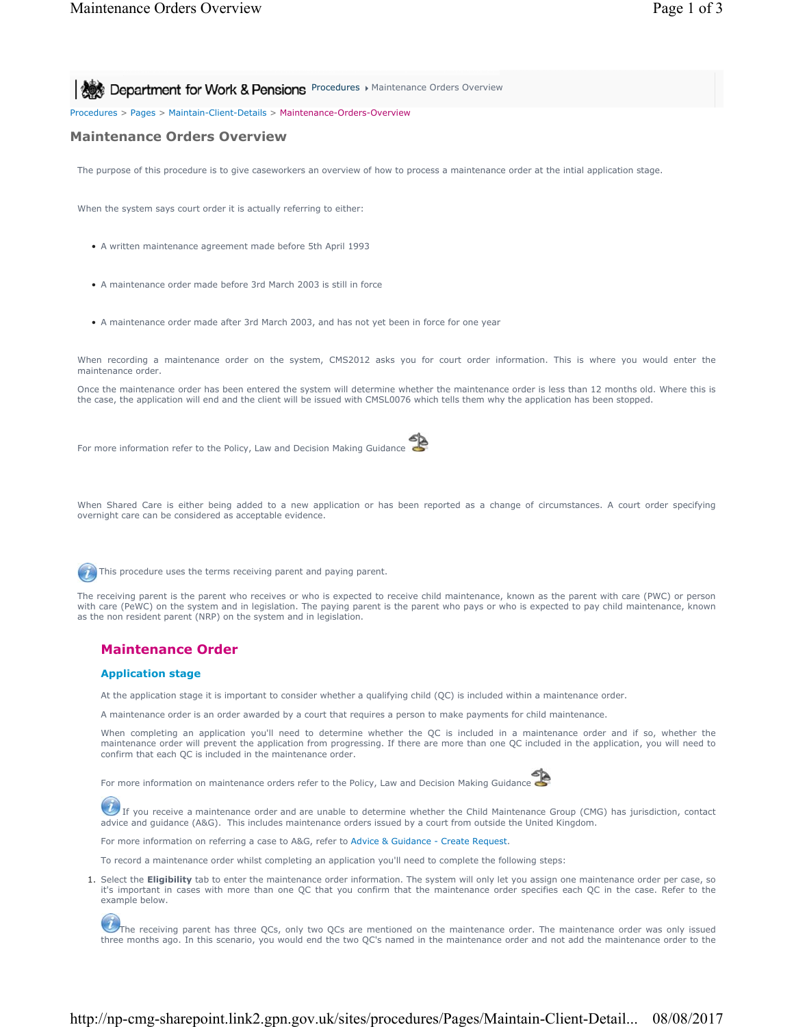Department for Work & Pensions Procedures ▸ Maintenance Orders Overview

Procedures > Pages > Maintain-Client-Details > Maintenance-Orders-Overview

# Maintenance Orders Overview

The purpose of this procedure is to give caseworkers an overview of how to process a maintenance order at the intial application stage.

When the system says court order it is actually referring to either:

- A written maintenance agreement made before 5th April 1993
- A maintenance order made before 3rd March 2003 is still in force
- A maintenance order made after 3rd March 2003, and has not yet been in force for one year

When recording a maintenance order on the system, CMS2012 asks you for court order information. This is where you would enter the maintenance order.

Once the maintenance order has been entered the system will determine whether the maintenance order is less than 12 months old. Where this is the case, the application will end and the client will be issued with CMSL0076 which tells them why the application has been stopped.

For more information refer to the Policy, Law and Decision Making Guidance

When Shared Care is either being added to a new application or has been reported as a change of circumstances. A court order specifying overnight care can be considered as acceptable evidence.

This procedure uses the terms receiving parent and paying parent.

The receiving parent is the parent who receives or who is expected to receive child maintenance, known as the parent with care (PWC) or person with care (PeWC) on the system and in legislation. The paying parent is the parent who pays or who is expected to pay child maintenance, known as the non resident parent (NRP) on the system and in legislation.

## Maintenance Order

### Application stage

At the application stage it is important to consider whether a qualifying child (QC) is included within a maintenance order.

A maintenance order is an order awarded by a court that requires a person to make payments for child maintenance.

When completing an application you'll need to determine whether the QC is included in a maintenance order and if so, whether the maintenance order will prevent the application from progressing. If there are more than one QC included in the application, you will need to confirm that each QC is included in the maintenance order.

For more information on maintenance orders refer to the Policy, Law and Decision Making Guidance

If you receive a maintenance order and are unable to determine whether the Child Maintenance Group (CMG) has jurisdiction, contact advice and guidance (A&G). This includes maintenance orders issued by a court from outside the United Kingdom.

For more information on referring a case to A&G, refer to Advice & Guidance - Create Request.

To record a maintenance order whilst completing an application you'll need to complete the following steps:

1. Select the **Eligibility** tab to enter the maintenance order information. The system will only let you assign one maintenance order per case, so it's important in cases with more than one QC that you confirm that the maintenance order specifies each QC in the case. Refer to the example below.

   The receiving parent has three QCs, only two QCs are mentioned on the maintenance order. The maintenance order was only issued three months ago. In this scenario, you would end the two QC's named in the maintenance order and not add the maintenance order to the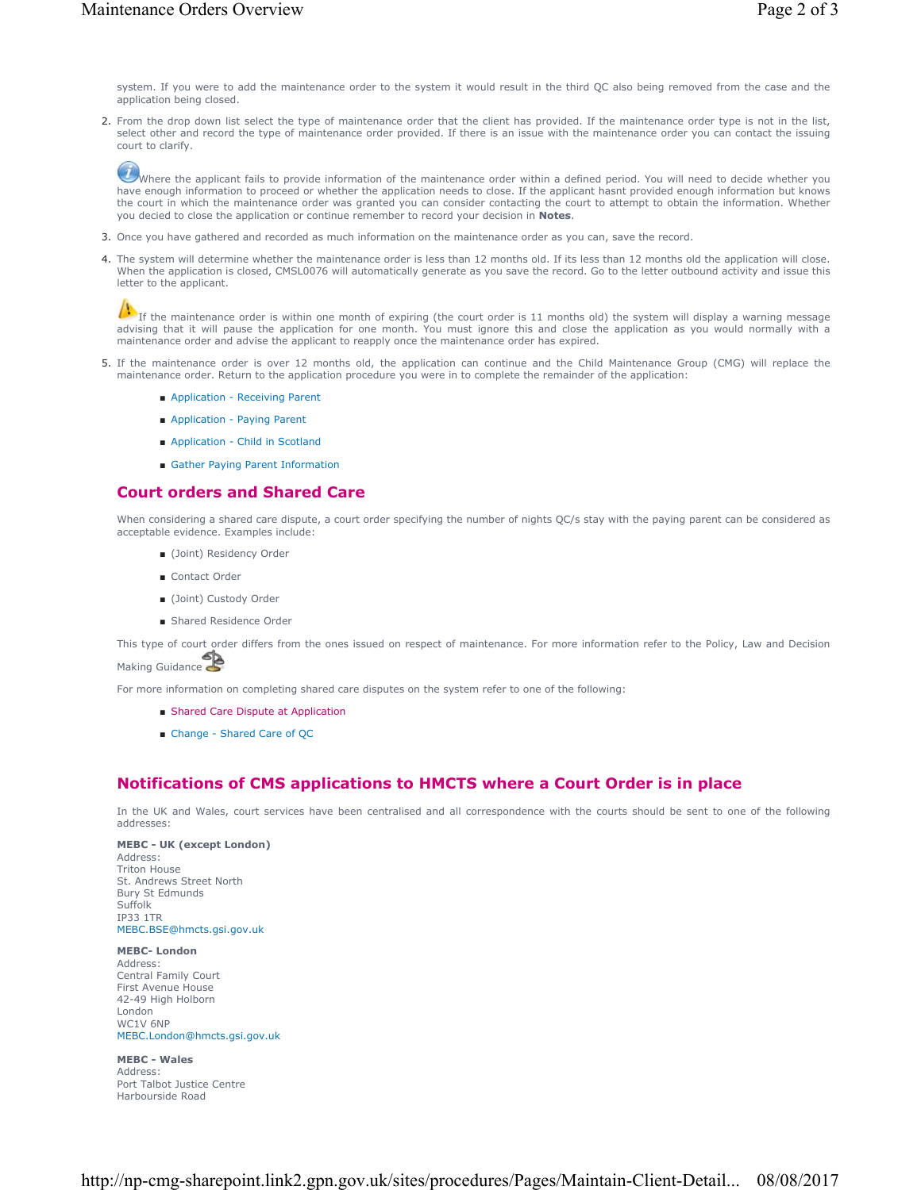system. If you were to add the maintenance order to the system it would result in the third QC also being removed from the case and the application being closed.

2. From the drop down list select the type of maintenance order that the client has provided. If the maintenance order type is not in the list, select other and record the type of maintenance order provided. If there is an issue with the maintenance order you can contact the issuing court to clarify.

   Where the applicant fails to provide information of the maintenance order within a defined period. You will need to decide whether you have enough information to proceed or whether the application needs to close. If the applicant hasnt provided enough information but knows the court in which the maintenance order was granted you can consider contacting the court to attempt to obtain the information. Whether you decied to close the application or continue remember to record your decision in **Notes**.

3. Once you have gathered and recorded as much information on the maintenance order as you can, save the record.

4. The system will determine whether the maintenance order is less than 12 months old. If its less than 12 months old the application will close. When the application is closed, CMSL0076 will automatically generate as you save the record. Go to the letter outbound activity and issue this letter to the applicant.

   If the maintenance order is within one month of expiring (the court order is 11 months old) the system will display a warning message advising that it will pause the application for one month. You must ignore this and close the application as you would normally with a maintenance order and advise the applicant to reapply once the maintenance order has expired.

5. If the maintenance order is over 12 months old, the application can continue and the Child Maintenance Group (CMG) will replace the maintenance order. Return to the application procedure you were in to complete the remainder of the application:
   - Application - Receiving Parent
   - Application - Paying Parent
   - Application - Child in Scotland
   - Gather Paying Parent Information

## Court orders and Shared Care

When considering a shared care dispute, a court order specifying the number of nights QC/s stay with the paying parent can be considered as acceptable evidence. Examples include:

- (Joint) Residency Order
- Contact Order
- (Joint) Custody Order
- Shared Residence Order

This type of court order differs from the ones issued on respect of maintenance. For more information refer to the Policy, Law and Decision Making Guidance

For more information on completing shared care disputes on the system refer to one of the following:

- Shared Care Dispute at Application
- Change - Shared Care of QC

## Notifications of CMS applications to HMCTS where a Court Order is in place

In the UK and Wales, court services have been centralised and all correspondence with the courts should be sent to one of the following addresses:

**MEBC - UK (except London)**
Address:
Triton House
St. Andrews Street North
Bury St Edmunds
Suffolk
IP33 1TR
MEBC.BSE@hmcts.gsi.gov.uk

**MEBC- London**
Address:
Central Family Court
First Avenue House
42-49 High Holborn
London
WC1V 6NP
MEBC.London@hmcts.gsi.gov.uk

**MEBC - Wales**
Address:
Port Talbot Justice Centre
Harbourside Road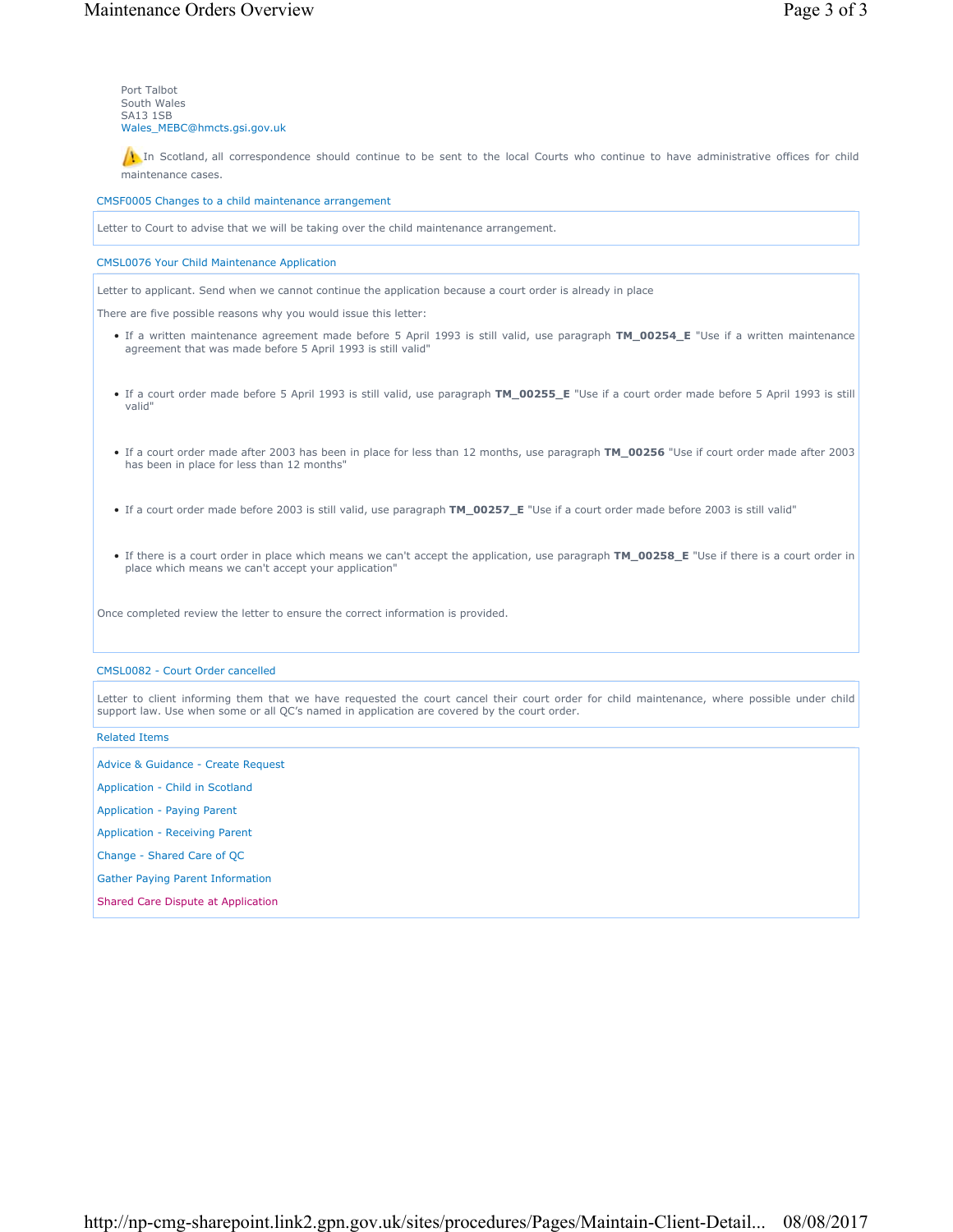Port Talbot
South Wales
SA13 1SB
Wales_MEBC@hmcts.gsi.gov.uk

⚠ In Scotland, all correspondence should continue to be sent to the local Courts who continue to have administrative offices for child maintenance cases.

### CMSF0005 Changes to a child maintenance arrangement

Letter to Court to advise that we will be taking over the child maintenance arrangement.

### CMSL0076 Your Child Maintenance Application

Letter to applicant. Send when we cannot continue the application because a court order is already in place

There are five possible reasons why you would issue this letter:

- If a written maintenance agreement made before 5 April 1993 is still valid, use paragraph **TM_00254_E** "Use if a written maintenance agreement that was made before 5 April 1993 is still valid"
- If a court order made before 5 April 1993 is still valid, use paragraph **TM_00255_E** "Use if a court order made before 5 April 1993 is still valid"
- If a court order made after 2003 has been in place for less than 12 months, use paragraph **TM_00256** "Use if court order made after 2003 has been in place for less than 12 months"
- If a court order made before 2003 is still valid, use paragraph **TM_00257_E** "Use if a court order made before 2003 is still valid"
- If there is a court order in place which means we can't accept the application, use paragraph **TM_00258_E** "Use if there is a court order in place which means we can't accept your application"

Once completed review the letter to ensure the correct information is provided.

### CMSL0082 - Court Order cancelled

Letter to client informing them that we have requested the court cancel their court order for child maintenance, where possible under child support law. Use when some or all QC's named in application are covered by the court order.

### Related Items

Advice & Guidance - Create Request

Application - Child in Scotland

Application - Paying Parent

Application - Receiving Parent

Change - Shared Care of QC

Gather Paying Parent Information

Shared Care Dispute at Application